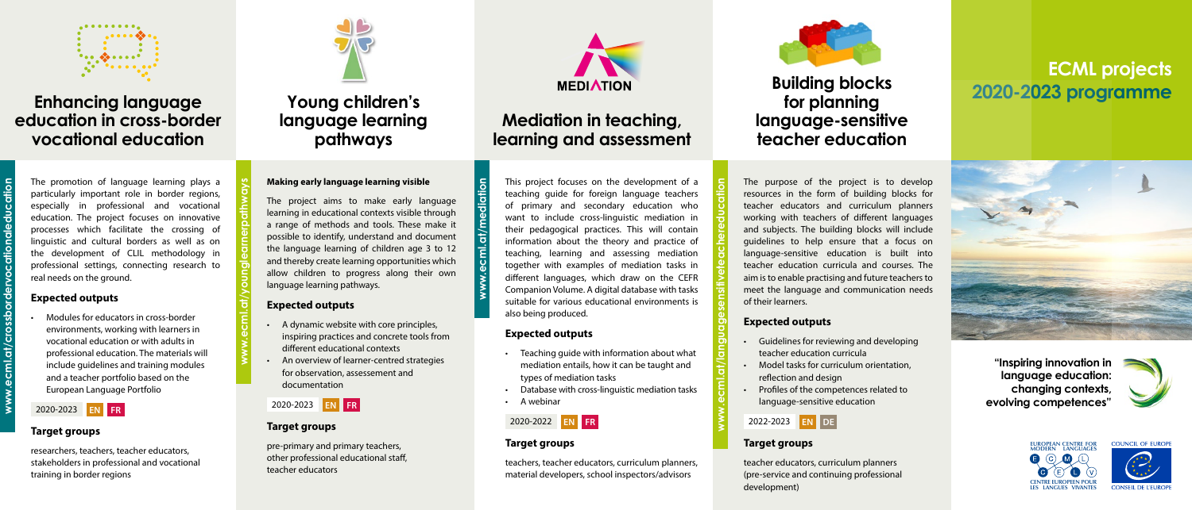# ECML projects 2020-2023 programme

"Inspiring innovation in language education: changing contexts, evolving competences"

## Enhancing language education in cross-border vocational education

www.ecml.at/crossbordervocationaleducation

The promotion of language learning plays a particularly important role in border regions, especially in professional and vocational education. The project focuses on innovative processes which facilitate the crossing of linguistic and cultural borders as well as on the development of CLIL methodology in professional settings, connecting research to real needs on the ground.

### Expected outputs

- Modules for educators in cross-border environments, working with learners in vocational education or with adults in professional education. The materials will include guidelines and training modules and a teacher portfolio based on the European Language Portfolio

2020-2023 **EN** **FR**

### Target groups

researchers, teachers, teacher educators, stakeholders in professional and vocational training in border regions

## Young children's language learning pathways

www.ecml.at/younglearnerpathways

**Making early language learning visible**

The project aims to make early language learning in educational contexts visible through a range of methods and tools. These make it possible to identify, understand and document the language learning of children age 3 to 12 and thereby create learning opportunities which allow children to progress along their own language learning pathways.

### Expected outputs

- A dynamic website with core principles, inspiring practices and concrete tools from different educational contexts
- An overview of learner-centred strategies for observation, assessement and documentation

2020-2023 **EN** **FR**

### Target groups

pre-primary and primary teachers, other professional educational staff, teacher educators

## Mediation in teaching, learning and assessment

www.ecml.at/mediation

This project focuses on the development of a teaching guide for foreign language teachers of primary and secondary education who want to include cross-linguistic mediation in their pedagogical practices. This will contain information about the theory and practice of teaching, learning and assessing mediation together with examples of mediation tasks in different languages, which draw on the CEFR Companion Volume. A digital database with tasks suitable for various educational environments is also being produced.

### Expected outputs

- Teaching guide with information about what mediation entails, how it can be taught and types of mediation tasks
- Database with cross-linguistic mediation tasks
- A webinar

2020-2022 **EN** **FR**

### Target groups

teachers, teacher educators, curriculum planners, material developers, school inspectors/advisors

## Building blocks for planning language-sensitive teacher education

www.ecml.at/languagesensitiveteachereducation

The purpose of the project is to develop resources in the form of building blocks for teacher educators and curriculum planners working with teachers of different languages and subjects. The building blocks will include guidelines to help ensure that a focus on language-sensitive education is built into teacher education curricula and courses. The aim is to enable practising and future teachers to meet the language and communication needs of their learners.

### Expected outputs

- Guidelines for reviewing and developing teacher education curricula
- Model tasks for curriculum orientation, reflection and design
- Profiles of the competences related to language-sensitive education

2022-2023 **EN** **DE**

### Target groups

teacher educators, curriculum planners (pre-service and continuing professional development)

European Centre for Modern Languages – Centre européen pour les langues vivantes

Council of Europe – Conseil de l'Europe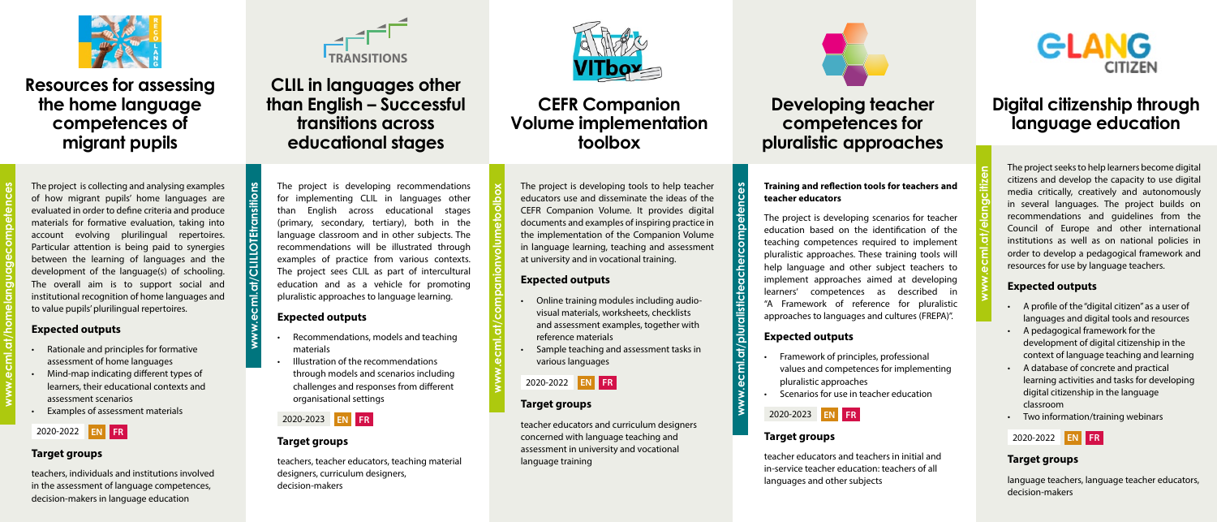# Resources for assessing the home language competences of migrant pupils

www.ecml.at/homelanguagecompetences

The project is collecting and analysing examples of how migrant pupils' home languages are evaluated in order to define criteria and produce materials for formative evaluation, taking into account evolving plurilingual repertoires. Particular attention is being paid to synergies between the learning of languages and the development of the language(s) of schooling. The overall aim is to support social and institutional recognition of home languages and to value pupils' plurilingual repertoires.

### Expected outputs

- Rationale and principles for formative assessment of home languages
- Mind-map indicating different types of learners, their educational contexts and assessment scenarios
- Examples of assessment materials

2020-2022 EN FR

### Target groups

teachers, individuals and institutions involved in the assessment of language competences, decision-makers in language education

# CLIL in languages other than English – Successful transitions across educational stages

www.ecml.at/CLILLOTEtransitions

The project is developing recommendations for implementing CLIL in languages other than English across educational stages (primary, secondary, tertiary), both in the language classroom and in other subjects. The recommendations will be illustrated through examples of practice from various contexts. The project sees CLIL as part of intercultural education and as a vehicle for promoting pluralistic approaches to language learning.

### Expected outputs

- Recommendations, models and teaching materials
- Illustration of the recommendations through models and scenarios including challenges and responses from different organisational settings

2020-2023 EN FR

### Target groups

teachers, teacher educators, teaching material designers, curriculum designers, decision-makers

# CEFR Companion Volume implementation toolbox

www.ecml.at/companionvolumetoolbox

The project is developing tools to help teacher educators use and disseminate the ideas of the CEFR Companion Volume. It provides digital documents and examples of inspiring practice in the implementation of the Companion Volume in language learning, teaching and assessment at university and in vocational training.

### Expected outputs

- Online training modules including audio-visual materials, worksheets, checklists and assessment examples, together with reference materials
- Sample teaching and assessment tasks in various languages

2020-2022 EN FR

### Target groups

teacher educators and curriculum designers concerned with language teaching and assessment in university and vocational language training

# Developing teacher competences for pluralistic approaches

www.ecml.at/pluralisticteachercompetences

**Training and reflection tools for teachers and teacher educators**

The project is developing scenarios for teacher education based on the identification of the teaching competences required to implement pluralistic approaches. These training tools will help language and other subject teachers to implement approaches aimed at developing learners' competences as described in "A Framework of reference for pluralistic approaches to languages and cultures (FREPA)".

### Expected outputs

- Framework of principles, professional values and competences for implementing pluralistic approaches
- Scenarios for use in teacher education

2020-2023 EN FR

### Target groups

teacher educators and teachers in initial and in-service teacher education: teachers of all languages and other subjects

# Digital citizenship through language education

www.ecml.at/elangcitizen

The project seeks to help learners become digital citizens and develop the capacity to use digital media critically, creatively and autonomously in several languages. The project builds on recommendations and guidelines from the Council of Europe and other international institutions as well as on national policies in order to develop a pedagogical framework and resources for use by language teachers.

### Expected outputs

- A profile of the "digital citizen" as a user of languages and digital tools and resources
- A pedagogical framework for the development of digital citizenship in the context of language teaching and learning
- A database of concrete and practical learning activities and tasks for developing digital citizenship in the language classroom
- Two information/training webinars

2020-2022 EN FR

### Target groups

language teachers, language teacher educators, decision-makers